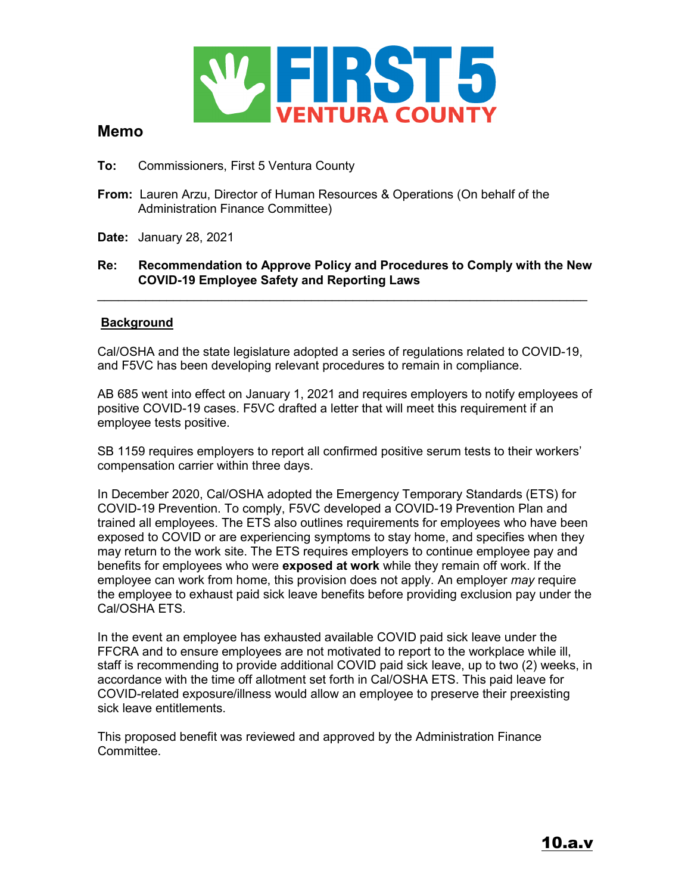# Memo

**To:** Commissioners, First 5 Ventura County

**From:** Lauren Arzu, Director of Human Resources & Operations (On behalf of the Administration Finance Committee)

**Date:** January 28, 2021

**Re: Recommendation to Approve Policy and Procedures to Comply with the New COVID-19 Employee Safety and Reporting Laws**

---

## Background

Cal/OSHA and the state legislature adopted a series of regulations related to COVID-19, and F5VC has been developing relevant procedures to remain in compliance.

AB 685 went into effect on January 1, 2021 and requires employers to notify employees of positive COVID-19 cases. F5VC drafted a letter that will meet this requirement if an employee tests positive.

SB 1159 requires employers to report all confirmed positive serum tests to their workers' compensation carrier within three days.

In December 2020, Cal/OSHA adopted the Emergency Temporary Standards (ETS) for COVID-19 Prevention. To comply, F5VC developed a COVID-19 Prevention Plan and trained all employees. The ETS also outlines requirements for employees who have been exposed to COVID or are experiencing symptoms to stay home, and specifies when they may return to the work site. The ETS requires employers to continue employee pay and benefits for employees who were **exposed at work** while they remain off work. If the employee can work from home, this provision does not apply. An employer *may* require the employee to exhaust paid sick leave benefits before providing exclusion pay under the Cal/OSHA ETS.

In the event an employee has exhausted available COVID paid sick leave under the FFCRA and to ensure employees are not motivated to report to the workplace while ill, staff is recommending to provide additional COVID paid sick leave, up to two (2) weeks, in accordance with the time off allotment set forth in Cal/OSHA ETS. This paid leave for COVID-related exposure/illness would allow an employee to preserve their preexisting sick leave entitlements.

This proposed benefit was reviewed and approved by the Administration Finance Committee.

**10.a.v**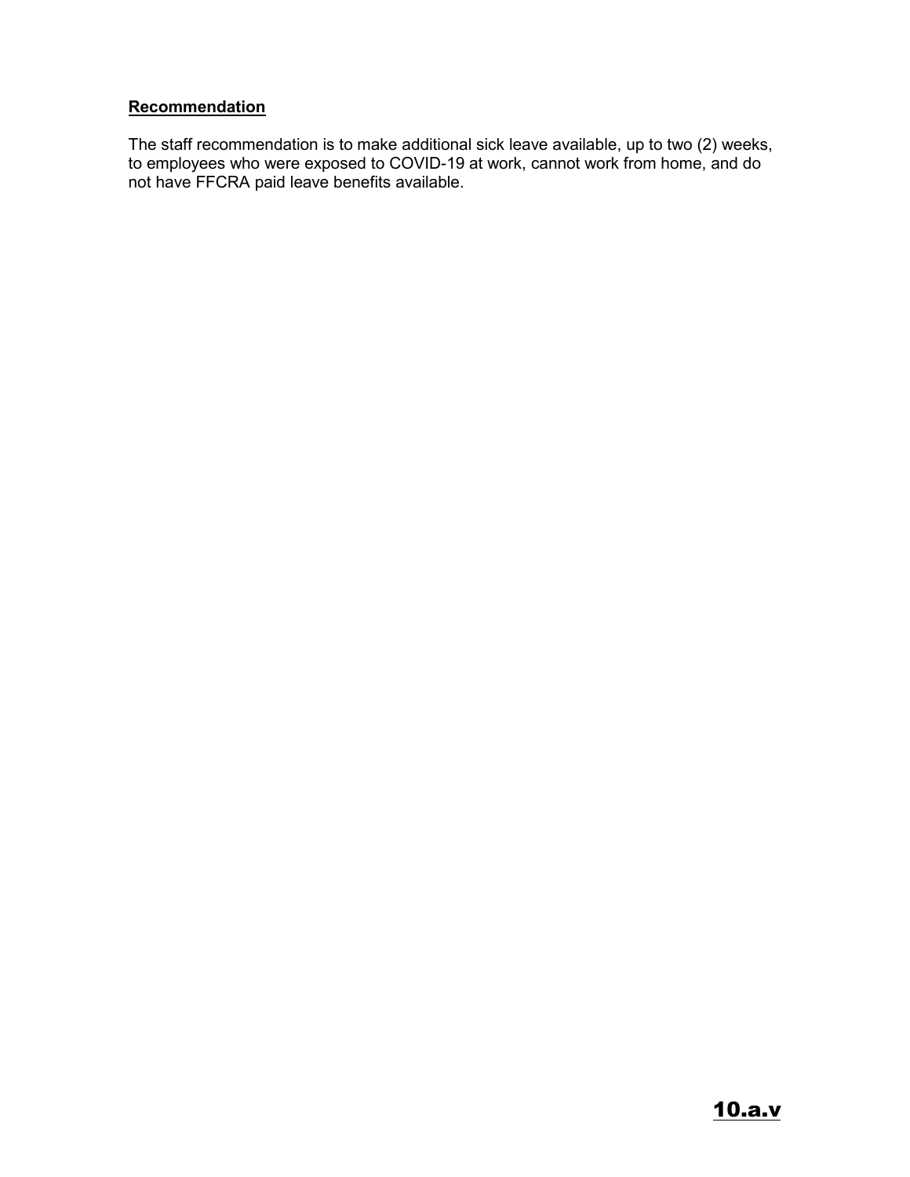**Recommendation**

The staff recommendation is to make additional sick leave available, up to two (2) weeks, to employees who were exposed to COVID-19 at work, cannot work from home, and do not have FFCRA paid leave benefits available.